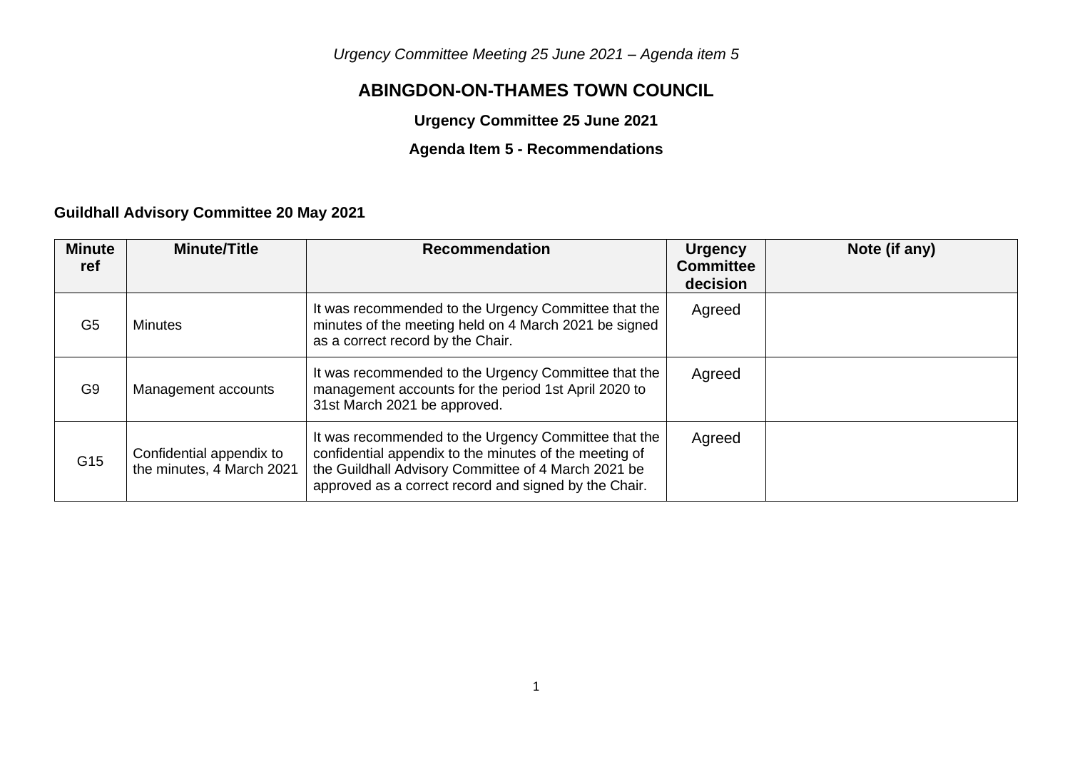*Urgency Committee Meeting 25 June 2021 – Agenda item 5*

# ABINGDON-ON-THAMES TOWN COUNCIL

### Urgency Committee 25 June 2021

### Agenda Item 5 - Recommendations

**Guildhall Advisory Committee 20 May 2021**

| Minute ref | Minute/Title | Recommendation | Urgency Committee decision | Note (if any) |
|---|---|---|---|---|
| G5 | Minutes | It was recommended to the Urgency Committee that the minutes of the meeting held on 4 March 2021 be signed as a correct record by the Chair. | Agreed | |
| G9 | Management accounts | It was recommended to the Urgency Committee that the management accounts for the period 1st April 2020 to 31st March 2021 be approved. | Agreed | |
| G15 | Confidential appendix to the minutes, 4 March 2021 | It was recommended to the Urgency Committee that the confidential appendix to the minutes of the meeting of the Guildhall Advisory Committee of 4 March 2021 be approved as a correct record and signed by the Chair. | Agreed | |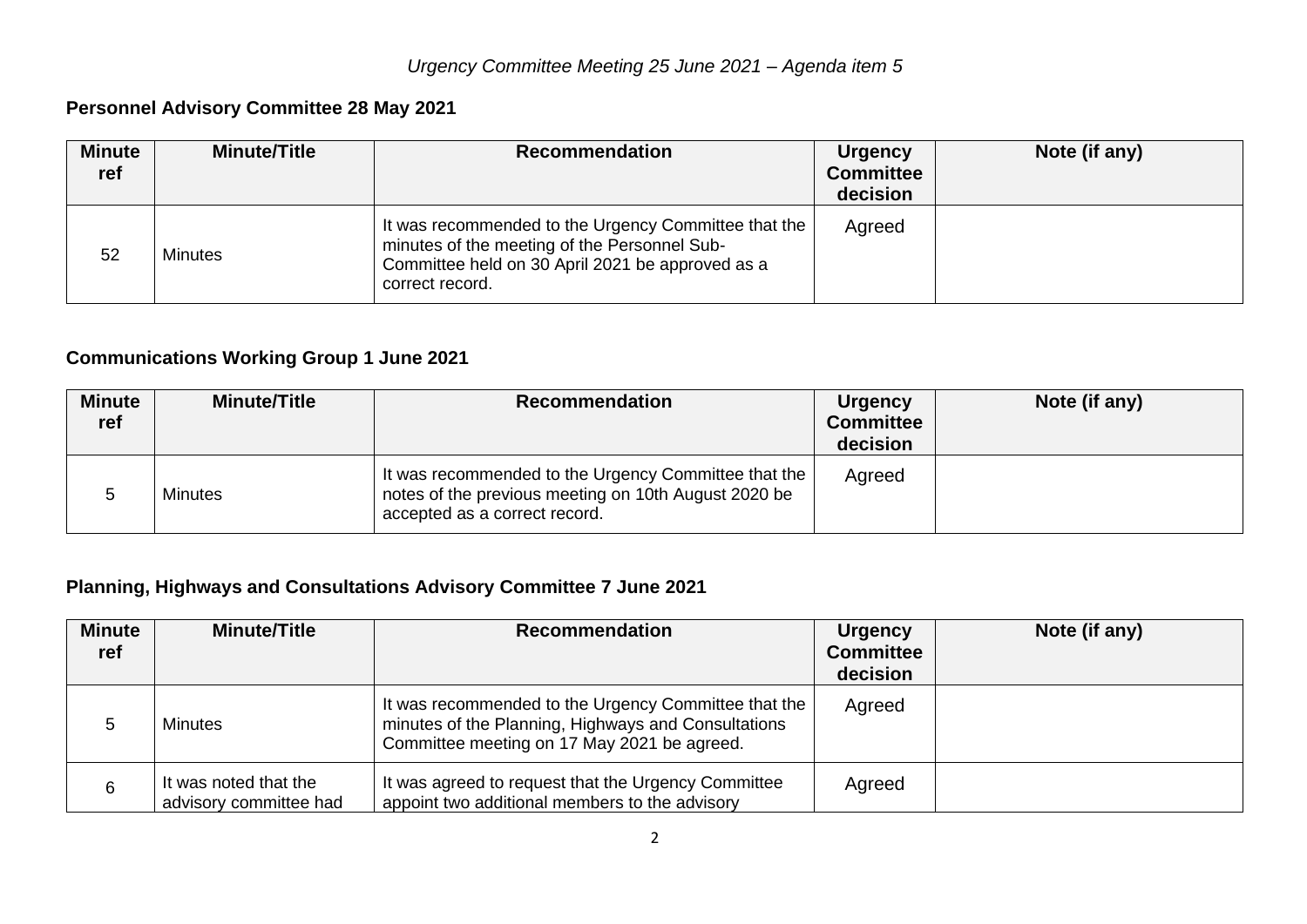*Urgency Committee Meeting 25 June 2021 – Agenda item 5*

**Personnel Advisory Committee 28 May 2021**

| Minute ref | Minute/Title | Recommendation | Urgency Committee decision | Note (if any) |
|---|---|---|---|---|
| 52 | Minutes | It was recommended to the Urgency Committee that the minutes of the meeting of the Personnel Sub-Committee held on 30 April 2021 be approved as a correct record. | Agreed | |

**Communications Working Group 1 June 2021**

| Minute ref | Minute/Title | Recommendation | Urgency Committee decision | Note (if any) |
|---|---|---|---|---|
| 5 | Minutes | It was recommended to the Urgency Committee that the notes of the previous meeting on 10th August 2020 be accepted as a correct record. | Agreed | |

**Planning, Highways and Consultations Advisory Committee 7 June 2021**

| Minute ref | Minute/Title | Recommendation | Urgency Committee decision | Note (if any) |
|---|---|---|---|---|
| 5 | Minutes | It was recommended to the Urgency Committee that the minutes of the Planning, Highways and Consultations Committee meeting on 17 May 2021 be agreed. | Agreed | |
| 6 | It was noted that the advisory committee had | It was agreed to request that the Urgency Committee appoint two additional members to the advisory | Agreed | |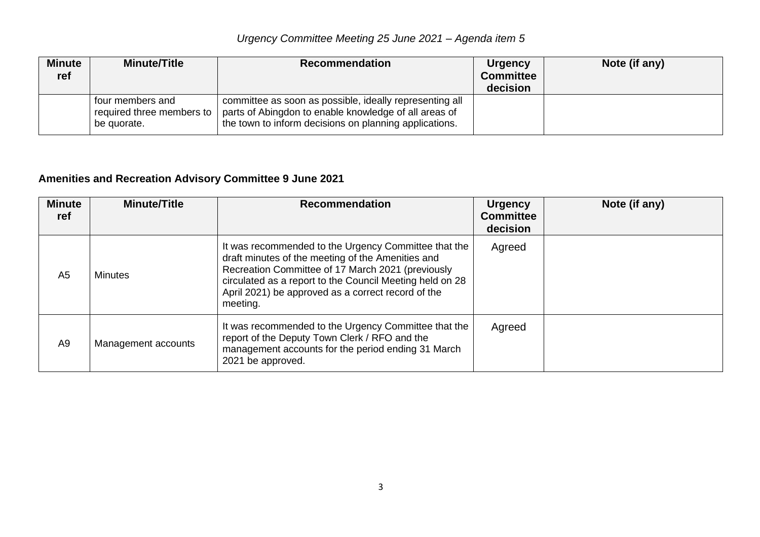| Minute ref | Minute/Title | Recommendation | Urgency Committee decision | Note (if any) |
|---|---|---|---|---|
| | four members and required three members to be quorate. | committee as soon as possible, ideally representing all parts of Abingdon to enable knowledge of all areas of the town to inform decisions on planning applications. | | |

## Amenities and Recreation Advisory Committee 9 June 2021

| Minute ref | Minute/Title | Recommendation | Urgency Committee decision | Note (if any) |
|---|---|---|---|---|
| A5 | Minutes | It was recommended to the Urgency Committee that the draft minutes of the meeting of the Amenities and Recreation Committee of 17 March 2021 (previously circulated as a report to the Council Meeting held on 28 April 2021) be approved as a correct record of the meeting. | Agreed | |
| A9 | Management accounts | It was recommended to the Urgency Committee that the report of the Deputy Town Clerk / RFO and the management accounts for the period ending 31 March 2021 be approved. | Agreed | |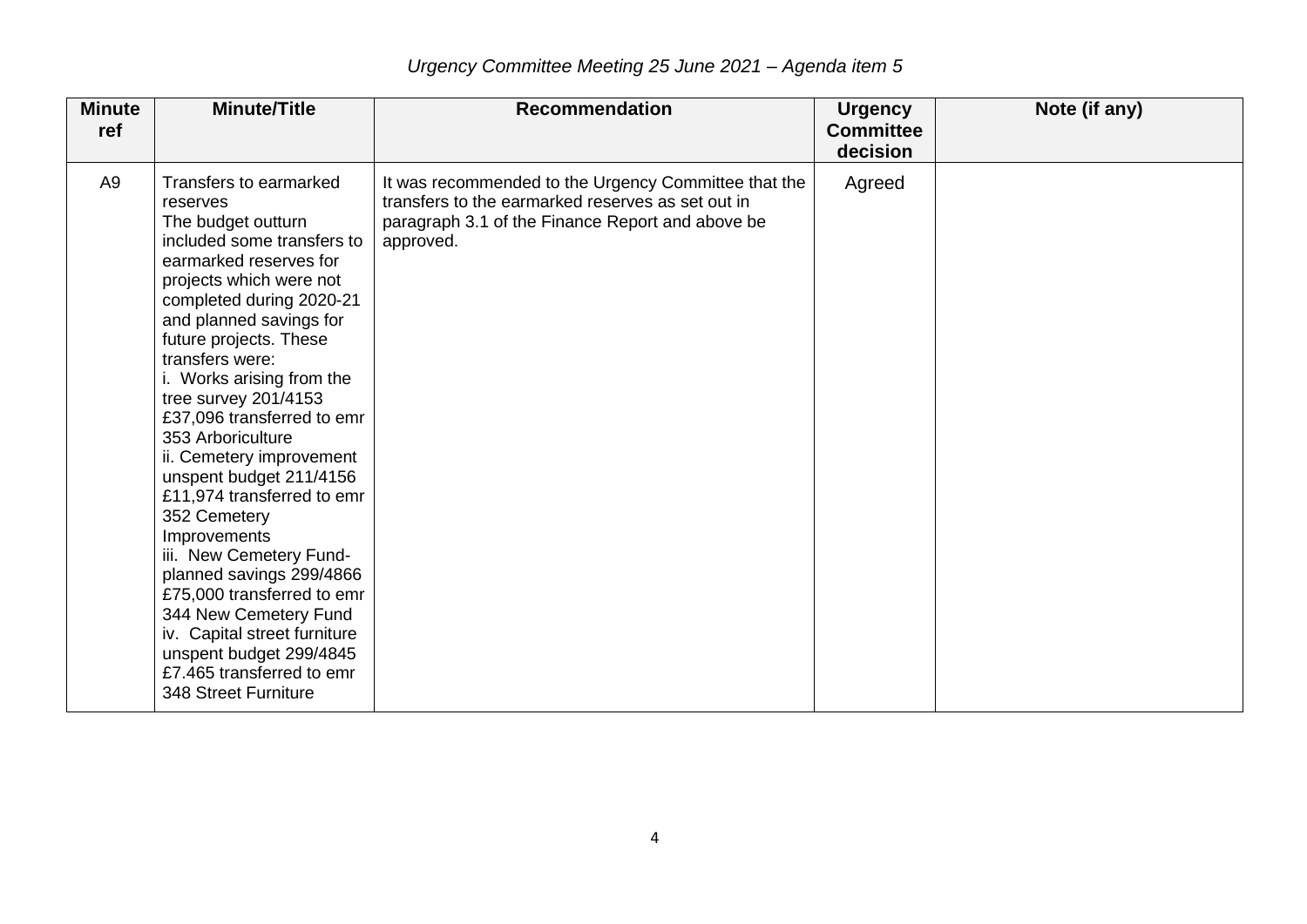*Urgency Committee Meeting 25 June 2021 – Agenda item 5*

| Minute ref | Minute/Title | Recommendation | Urgency Committee decision | Note (if any) |
|---|---|---|---|---|
| A9 | Transfers to earmarked reserves<br>The budget outturn included some transfers to earmarked reserves for projects which were not completed during 2020-21 and planned savings for future projects. These transfers were:<br>i. Works arising from the tree survey 201/4153 £37,096 transferred to emr 353 Arboriculture<br>ii. Cemetery improvement unspent budget 211/4156 £11,974 transferred to emr 352 Cemetery Improvements<br>iii. New Cemetery Fund- planned savings 299/4866 £75,000 transferred to emr 344 New Cemetery Fund<br>iv. Capital street furniture unspent budget 299/4845 £7.465 transferred to emr 348 Street Furniture | It was recommended to the Urgency Committee that the transfers to the earmarked reserves as set out in paragraph 3.1 of the Finance Report and above be approved. | Agreed | |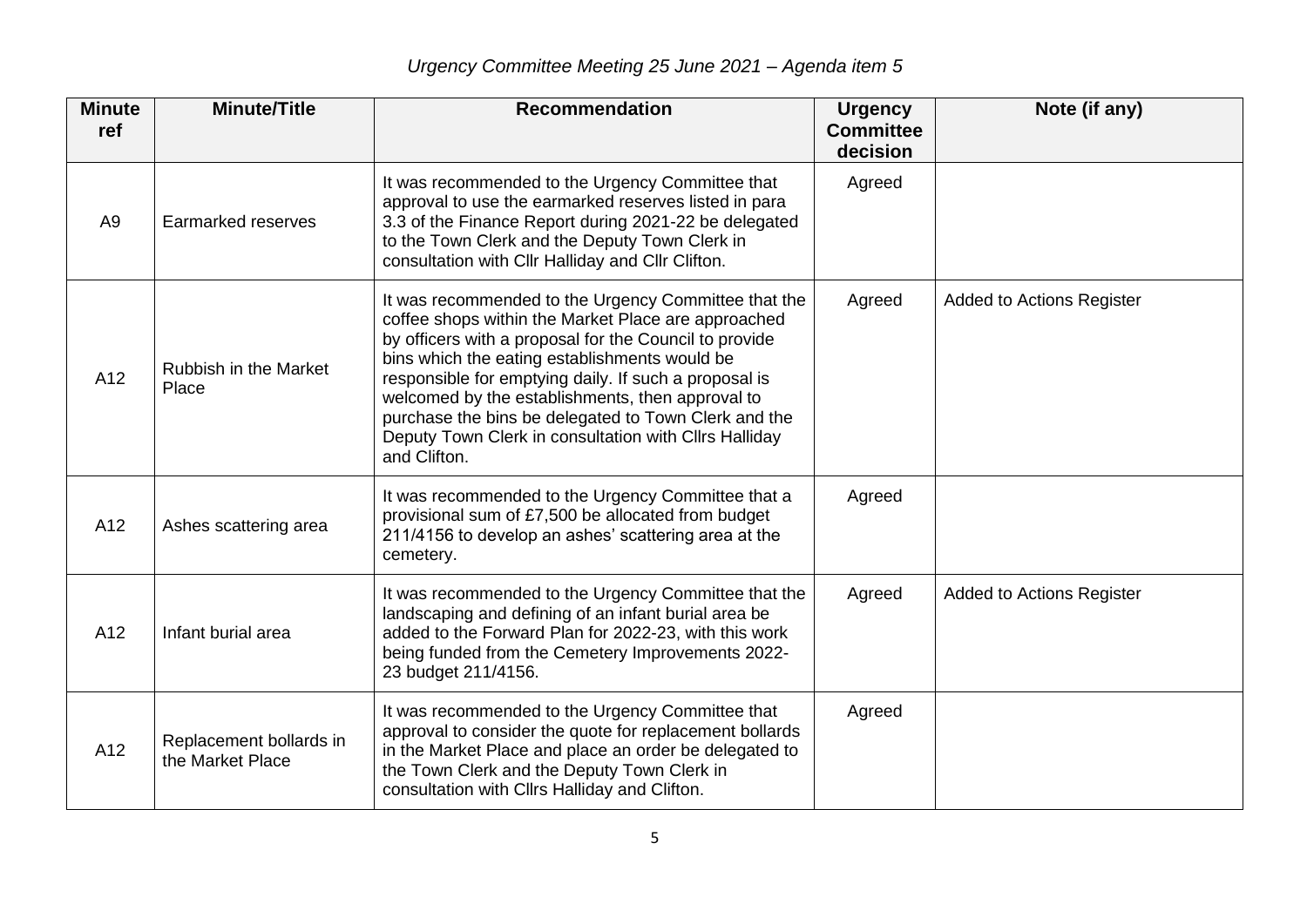*Urgency Committee Meeting 25 June 2021 – Agenda item 5*

| Minute ref | Minute/Title | Recommendation | Urgency Committee decision | Note (if any) |
|---|---|---|---|---|
| A9 | Earmarked reserves | It was recommended to the Urgency Committee that approval to use the earmarked reserves listed in para 3.3 of the Finance Report during 2021-22 be delegated to the Town Clerk and the Deputy Town Clerk in consultation with Cllr Halliday and Cllr Clifton. | Agreed | |
| A12 | Rubbish in the Market Place | It was recommended to the Urgency Committee that the coffee shops within the Market Place are approached by officers with a proposal for the Council to provide bins which the eating establishments would be responsible for emptying daily. If such a proposal is welcomed by the establishments, then approval to purchase the bins be delegated to Town Clerk and the Deputy Town Clerk in consultation with Cllrs Halliday and Clifton. | Agreed | Added to Actions Register |
| A12 | Ashes scattering area | It was recommended to the Urgency Committee that a provisional sum of £7,500 be allocated from budget 211/4156 to develop an ashes' scattering area at the cemetery. | Agreed | |
| A12 | Infant burial area | It was recommended to the Urgency Committee that the landscaping and defining of an infant burial area be added to the Forward Plan for 2022-23, with this work being funded from the Cemetery Improvements 2022-23 budget 211/4156. | Agreed | Added to Actions Register |
| A12 | Replacement bollards in the Market Place | It was recommended to the Urgency Committee that approval to consider the quote for replacement bollards in the Market Place and place an order be delegated to the Town Clerk and the Deputy Town Clerk in consultation with Cllrs Halliday and Clifton. | Agreed | |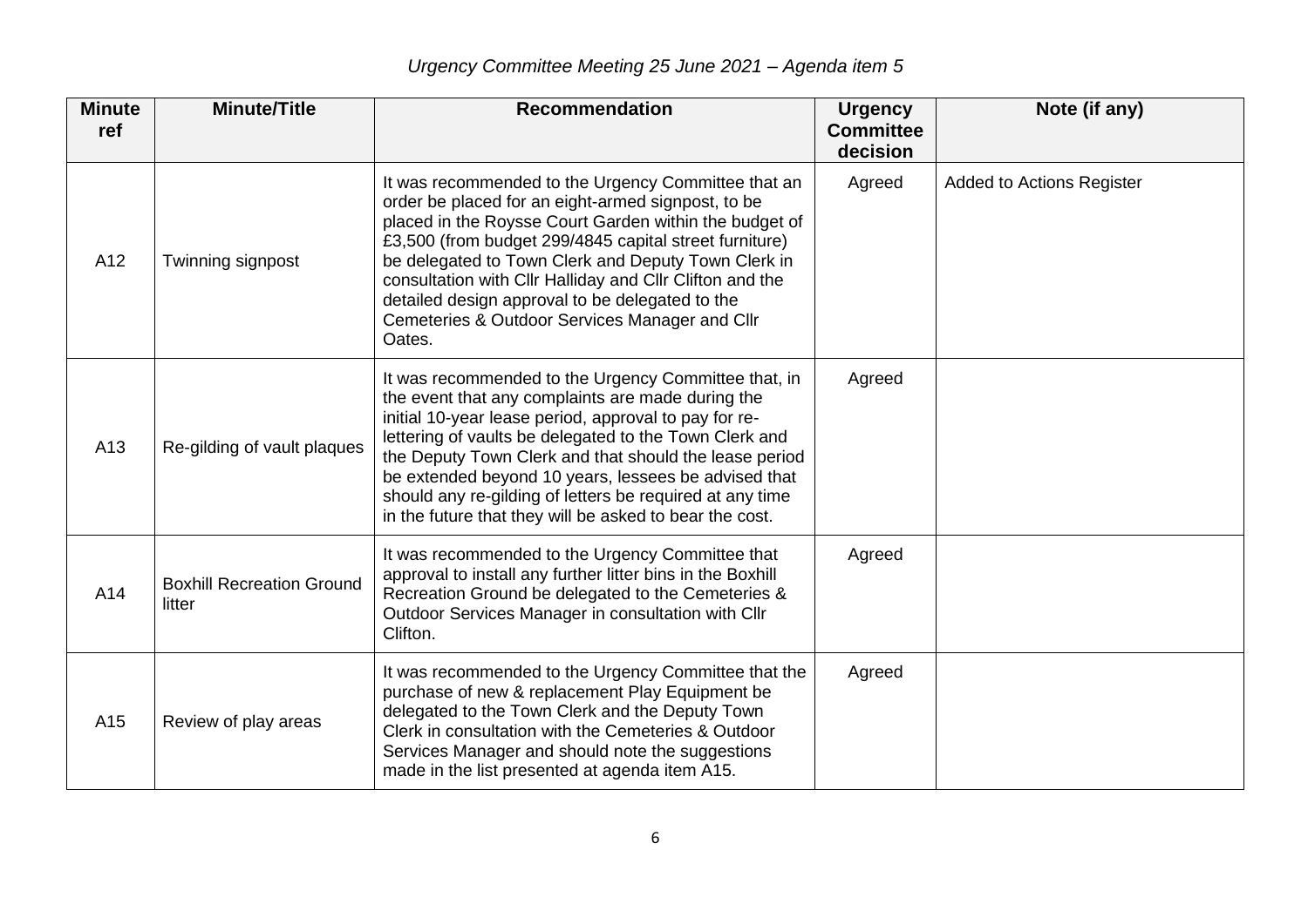*Urgency Committee Meeting 25 June 2021 – Agenda item 5*

| Minute ref | Minute/Title | Recommendation | Urgency Committee decision | Note (if any) |
|---|---|---|---|---|
| A12 | Twinning signpost | It was recommended to the Urgency Committee that an order be placed for an eight-armed signpost, to be placed in the Roysse Court Garden within the budget of £3,500 (from budget 299/4845 capital street furniture) be delegated to Town Clerk and Deputy Town Clerk in consultation with Cllr Halliday and Cllr Clifton and the detailed design approval to be delegated to the Cemeteries & Outdoor Services Manager and Cllr Oates. | Agreed | Added to Actions Register |
| A13 | Re-gilding of vault plaques | It was recommended to the Urgency Committee that, in the event that any complaints are made during the initial 10-year lease period, approval to pay for re-lettering of vaults be delegated to the Town Clerk and the Deputy Town Clerk and that should the lease period be extended beyond 10 years, lessees be advised that should any re-gilding of letters be required at any time in the future that they will be asked to bear the cost. | Agreed | |
| A14 | Boxhill Recreation Ground litter | It was recommended to the Urgency Committee that approval to install any further litter bins in the Boxhill Recreation Ground be delegated to the Cemeteries & Outdoor Services Manager in consultation with Cllr Clifton. | Agreed | |
| A15 | Review of play areas | It was recommended to the Urgency Committee that the purchase of new & replacement Play Equipment be delegated to the Town Clerk and the Deputy Town Clerk in consultation with the Cemeteries & Outdoor Services Manager and should note the suggestions made in the list presented at agenda item A15. | Agreed | |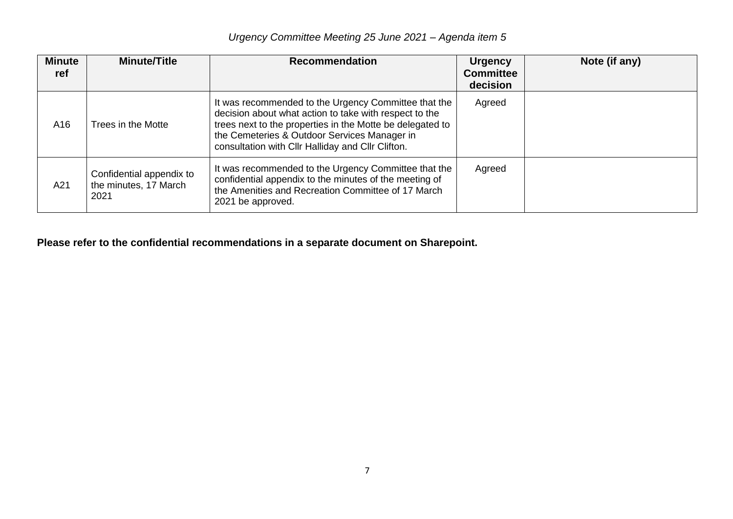*Urgency Committee Meeting 25 June 2021 – Agenda item 5*

| Minute ref | Minute/Title | Recommendation | Urgency Committee decision | Note (if any) |
|---|---|---|---|---|
| A16 | Trees in the Motte | It was recommended to the Urgency Committee that the decision about what action to take with respect to the trees next to the properties in the Motte be delegated to the Cemeteries & Outdoor Services Manager in consultation with Cllr Halliday and Cllr Clifton. | Agreed | |
| A21 | Confidential appendix to the minutes, 17 March 2021 | It was recommended to the Urgency Committee that the confidential appendix to the minutes of the meeting of the Amenities and Recreation Committee of 17 March 2021 be approved. | Agreed | |

**Please refer to the confidential recommendations in a separate document on Sharepoint.**